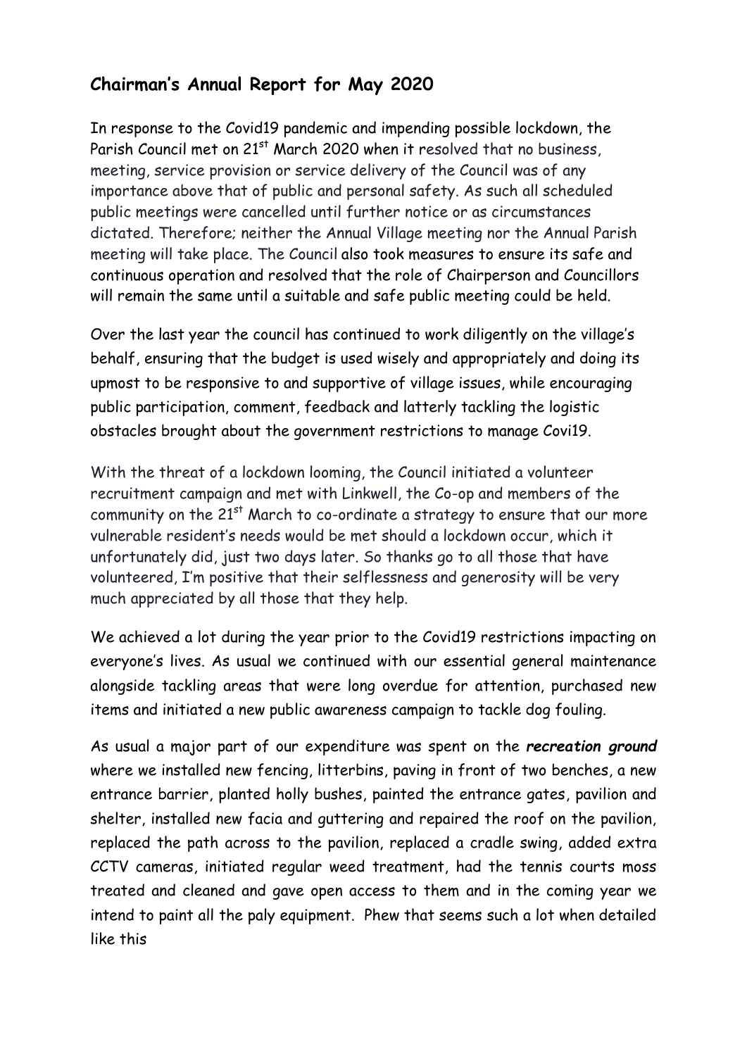## Chairman's Annual Report for May 2020

In response to the Covid19 pandemic and impending possible lockdown, the Parish Council met on 21st March 2020 when it resolved that no business, meeting, service provision or service delivery of the Council was of any importance above that of public and personal safety. As such all scheduled public meetings were cancelled until further notice or as circumstances dictated. Therefore; neither the Annual Village meeting nor the Annual Parish meeting will take place. The Council also took measures to ensure its safe and continuous operation and resolved that the role of Chairperson and Councillors will remain the same until a suitable and safe public meeting could be held.

Over the last year the council has continued to work diligently on the village's behalf, ensuring that the budget is used wisely and appropriately and doing its upmost to be responsive to and supportive of village issues, while encouraging public participation, comment, feedback and latterly tackling the logistic obstacles brought about the government restrictions to manage Covi19.

With the threat of a lockdown looming, the Council initiated a volunteer recruitment campaign and met with Linkwell, the Co-op and members of the community on the 21st March to co-ordinate a strategy to ensure that our more vulnerable resident's needs would be met should a lockdown occur, which it unfortunately did, just two days later. So thanks go to all those that have volunteered, I'm positive that their selflessness and generosity will be very much appreciated by all those that they help.

We achieved a lot during the year prior to the Covid19 restrictions impacting on everyone's lives. As usual we continued with our essential general maintenance alongside tackling areas that were long overdue for attention, purchased new items and initiated a new public awareness campaign to tackle dog fouling.

As usual a major part of our expenditure was spent on the ***recreation ground*** where we installed new fencing, litterbins, paving in front of two benches, a new entrance barrier, planted holly bushes, painted the entrance gates, pavilion and shelter, installed new facia and guttering and repaired the roof on the pavilion, replaced the path across to the pavilion, replaced a cradle swing, added extra CCTV cameras, initiated regular weed treatment, had the tennis courts moss treated and cleaned and gave open access to them and in the coming year we intend to paint all the paly equipment. Phew that seems such a lot when detailed like this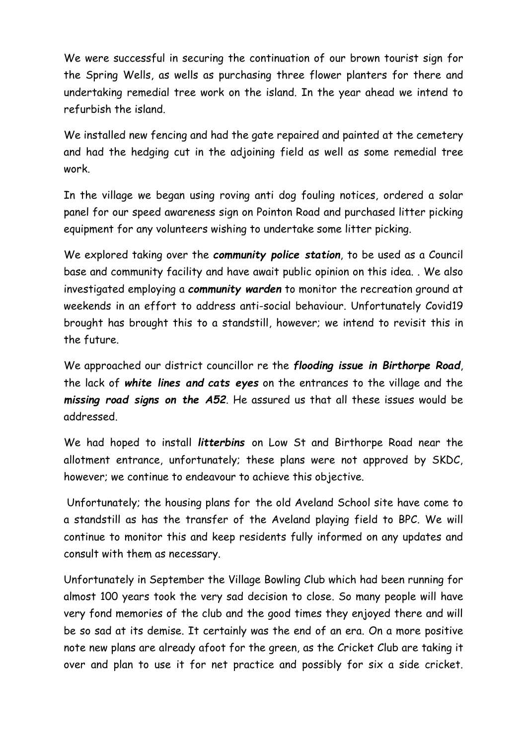We were successful in securing the continuation of our brown tourist sign for the Spring Wells, as wells as purchasing three flower planters for there and undertaking remedial tree work on the island. In the year ahead we intend to refurbish the island.

We installed new fencing and had the gate repaired and painted at the cemetery and had the hedging cut in the adjoining field as well as some remedial tree work.

In the village we began using roving anti dog fouling notices, ordered a solar panel for our speed awareness sign on Pointon Road and purchased litter picking equipment for any volunteers wishing to undertake some litter picking.

We explored taking over the ***community police station***, to be used as a Council base and community facility and have await public opinion on this idea. . We also investigated employing a ***community warden*** to monitor the recreation ground at weekends in an effort to address anti-social behaviour. Unfortunately Covid19 brought has brought this to a standstill, however; we intend to revisit this in the future.

We approached our district councillor re the ***flooding issue in Birthorpe Road***, the lack of ***white lines and cats eyes*** on the entrances to the village and the ***missing road signs on the A52***. He assured us that all these issues would be addressed.

We had hoped to install ***litterbins*** on Low St and Birthorpe Road near the allotment entrance, unfortunately; these plans were not approved by SKDC, however; we continue to endeavour to achieve this objective.

Unfortunately; the housing plans for the old Aveland School site have come to a standstill as has the transfer of the Aveland playing field to BPC. We will continue to monitor this and keep residents fully informed on any updates and consult with them as necessary.

Unfortunately in September the Village Bowling Club which had been running for almost 100 years took the very sad decision to close. So many people will have very fond memories of the club and the good times they enjoyed there and will be so sad at its demise. It certainly was the end of an era. On a more positive note new plans are already afoot for the green, as the Cricket Club are taking it over and plan to use it for net practice and possibly for six a side cricket.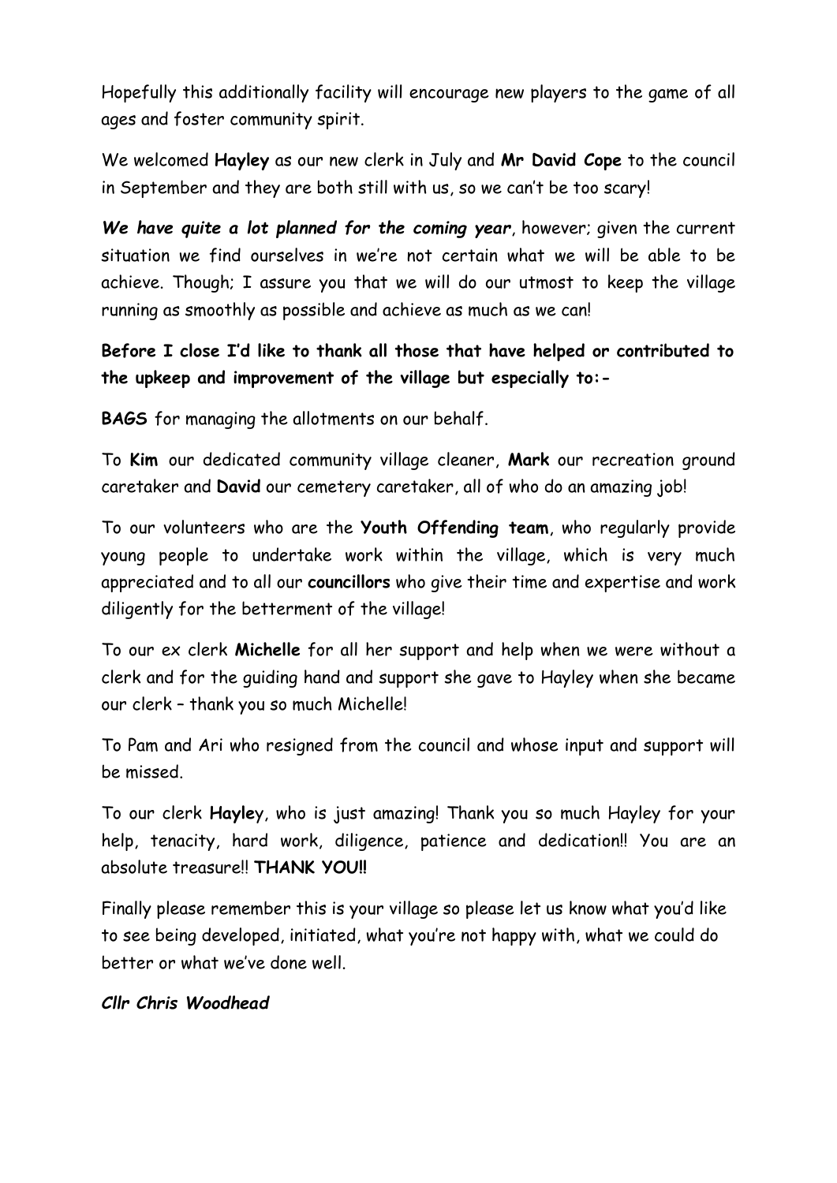Hopefully this additionally facility will encourage new players to the game of all ages and foster community spirit.

We welcomed **Hayley** as our new clerk in July and **Mr David Cope** to the council in September and they are both still with us, so we can't be too scary!

***We have quite a lot planned for the coming year***, however; given the current situation we find ourselves in we're not certain what we will be able to be achieve. Though; I assure you that we will do our utmost to keep the village running as smoothly as possible and achieve as much as we can!

**Before I close I'd like to thank all those that have helped or contributed to the upkeep and improvement of the village but especially to:-**

**BAGS** for managing the allotments on our behalf.

To **Kim** our dedicated community village cleaner, **Mark** our recreation ground caretaker and **David** our cemetery caretaker, all of who do an amazing job!

To our volunteers who are the **Youth Offending team**, who regularly provide young people to undertake work within the village, which is very much appreciated and to all our **councillors** who give their time and expertise and work diligently for the betterment of the village!

To our ex clerk **Michelle** for all her support and help when we were without a clerk and for the guiding hand and support she gave to Hayley when she became our clerk – thank you so much Michelle!

To Pam and Ari who resigned from the council and whose input and support will be missed.

To our clerk **Hayle**y, who is just amazing! Thank you so much Hayley for your help, tenacity, hard work, diligence, patience and dedication!! You are an absolute treasure!! **THANK YOU!!**

Finally please remember this is your village so please let us know what you'd like to see being developed, initiated, what you're not happy with, what we could do better or what we've done well.

***Cllr Chris Woodhead***